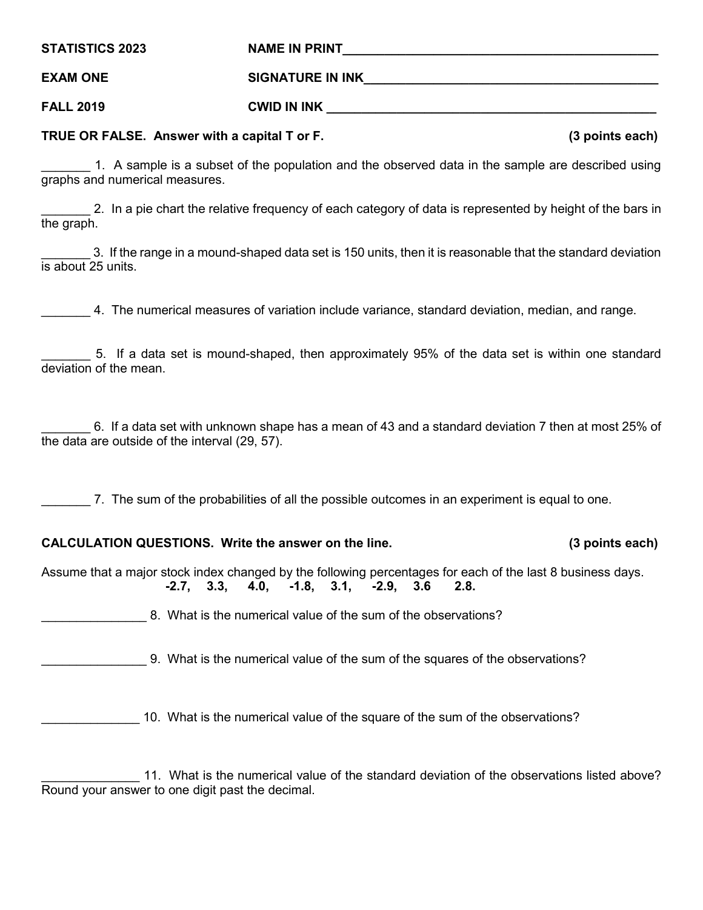**STATISTICS 2023** NAME IN PRINT________________________________________

**EXAM ONE** SIGNATURE IN INK________________________________________

**FALL 2019** CWID IN INK ________________________________________

**TRUE OR FALSE. Answer with a capital T or F. (3 points each)**

_______ 1. A sample is a subset of the population and the observed data in the sample are described using graphs and numerical measures.

_______ 2. In a pie chart the relative frequency of each category of data is represented by height of the bars in the graph.

_______ 3. If the range in a mound-shaped data set is 150 units, then it is reasonable that the standard deviation is about 25 units.

_______ 4. The numerical measures of variation include variance, standard deviation, median, and range.

_______ 5. If a data set is mound-shaped, then approximately 95% of the data set is within one standard deviation of the mean.

_______ 6. If a data set with unknown shape has a mean of 43 and a standard deviation 7 then at most 25% of the data are outside of the interval (29, 57).

_______ 7. The sum of the probabilities of all the possible outcomes in an experiment is equal to one.

**CALCULATION QUESTIONS. Write the answer on the line. (3 points each)**

Assume that a major stock index changed by the following percentages for each of the last 8 business days.

**-2.7, 3.3, 4.0, -1.8, 3.1, -2.9, 3.6 2.8.**

_______________ 8. What is the numerical value of the sum of the observations?

_______________ 9. What is the numerical value of the sum of the squares of the observations?

______________ 10. What is the numerical value of the square of the sum of the observations?

______________ 11. What is the numerical value of the standard deviation of the observations listed above? Round your answer to one digit past the decimal.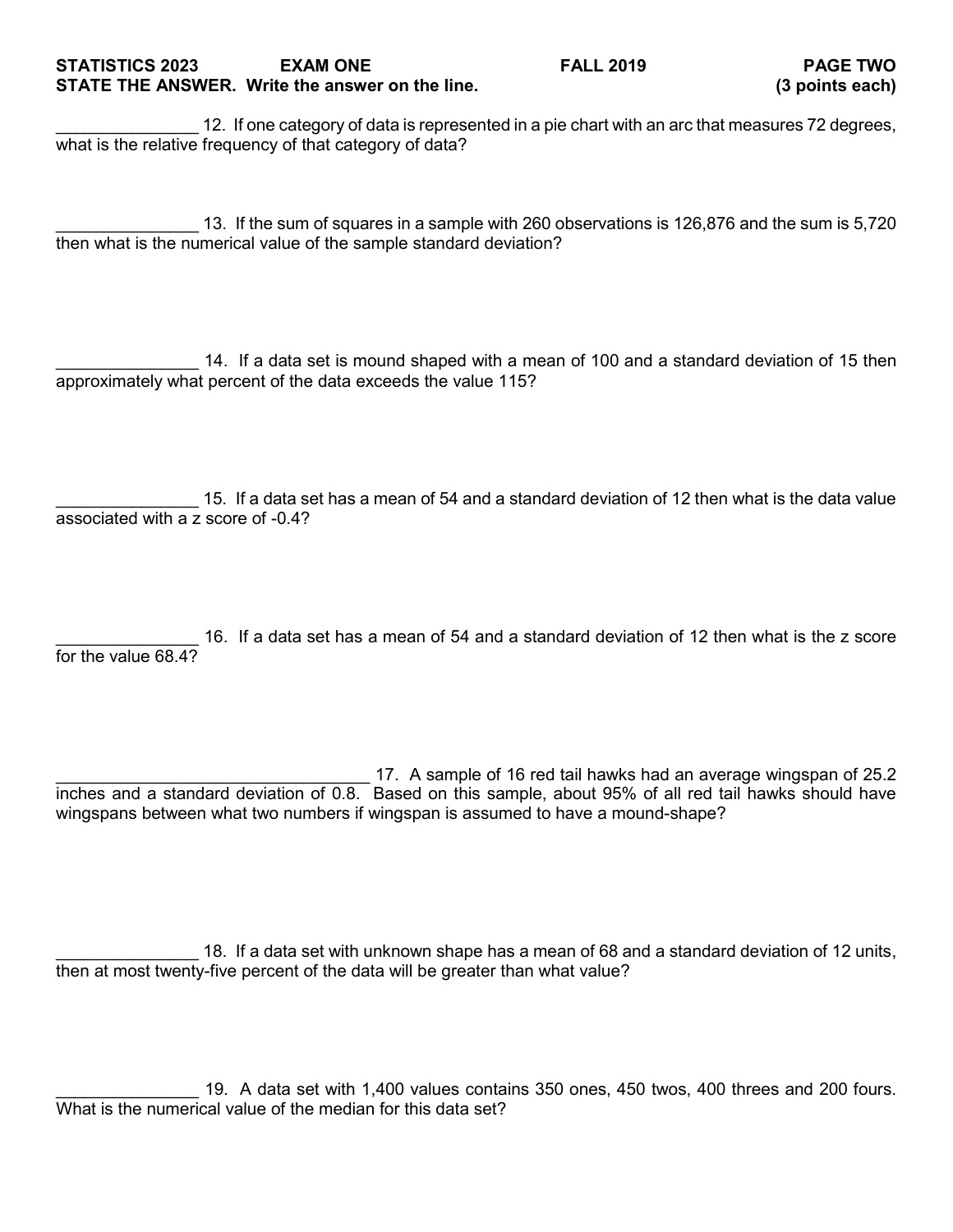STATE THE ANSWER. Write the answer on the line. **(3 points each)**

_______________ 12. If one category of data is represented in a pie chart with an arc that measures 72 degrees, what is the relative frequency of that category of data?

_______________ 13. If the sum of squares in a sample with 260 observations is 126,876 and the sum is 5,720 then what is the numerical value of the sample standard deviation?

_______________ 14. If a data set is mound shaped with a mean of 100 and a standard deviation of 15 then approximately what percent of the data exceeds the value 115?

_______________ 15. If a data set has a mean of 54 and a standard deviation of 12 then what is the data value associated with a z score of -0.4?

_______________ 16. If a data set has a mean of 54 and a standard deviation of 12 then what is the z score for the value 68.4?

__________________________________ 17. A sample of 16 red tail hawks had an average wingspan of 25.2 inches and a standard deviation of 0.8. Based on this sample, about 95% of all red tail hawks should have wingspans between what two numbers if wingspan is assumed to have a mound-shape?

_______________ 18. If a data set with unknown shape has a mean of 68 and a standard deviation of 12 units, then at most twenty-five percent of the data will be greater than what value?

_______________ 19. A data set with 1,400 values contains 350 ones, 450 twos, 400 threes and 200 fours. What is the numerical value of the median for this data set?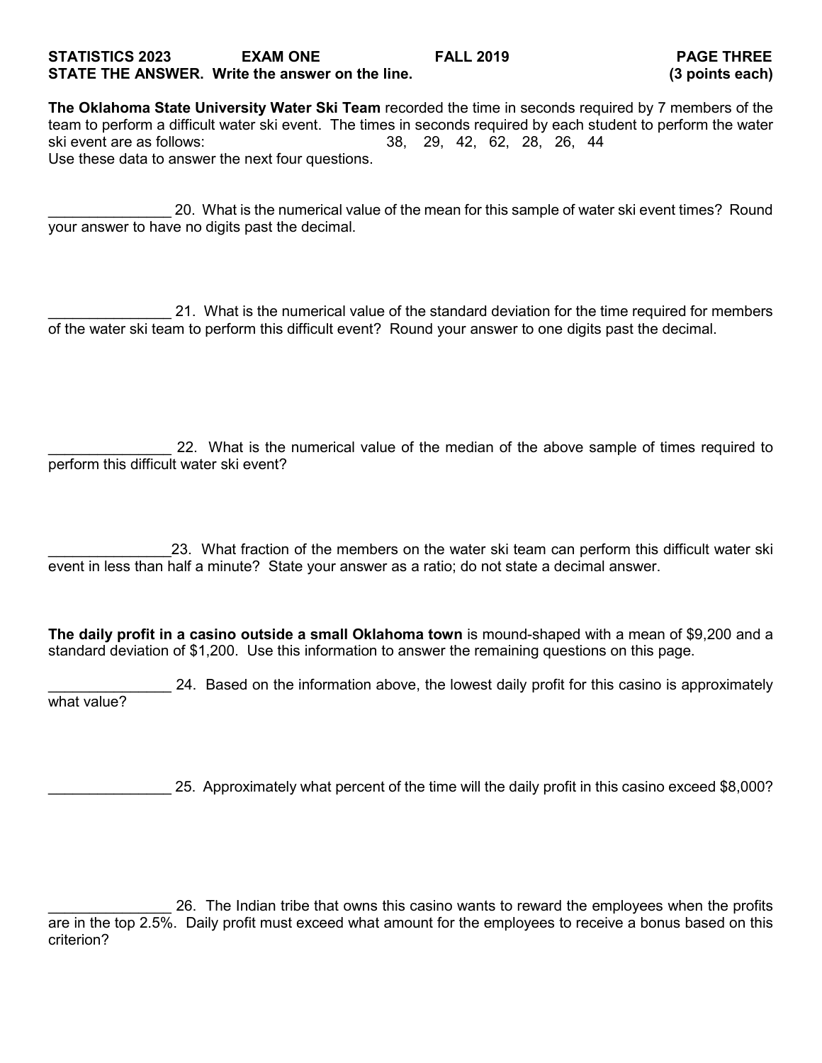**STATISTICS 2023 EXAM ONE FALL 2019 PAGE THREE**

**STATE THE ANSWER. Write the answer on the line. (3 points each)**

**The Oklahoma State University Water Ski Team** recorded the time in seconds required by 7 members of the team to perform a difficult water ski event. The times in seconds required by each student to perform the water ski event are as follows: 38, 29, 42, 62, 28, 26, 44

Use these data to answer the next four questions.

_______________ 20. What is the numerical value of the mean for this sample of water ski event times? Round your answer to have no digits past the decimal.

_______________ 21. What is the numerical value of the standard deviation for the time required for members of the water ski team to perform this difficult event? Round your answer to one digits past the decimal.

_______________ 22. What is the numerical value of the median of the above sample of times required to perform this difficult water ski event?

_______________23. What fraction of the members on the water ski team can perform this difficult water ski event in less than half a minute? State your answer as a ratio; do not state a decimal answer.

**The daily profit in a casino outside a small Oklahoma town** is mound-shaped with a mean of $9,200 and a standard deviation of $1,200. Use this information to answer the remaining questions on this page.

_______________ 24. Based on the information above, the lowest daily profit for this casino is approximately what value?

_______________ 25. Approximately what percent of the time will the daily profit in this casino exceed $8,000?

_______________ 26. The Indian tribe that owns this casino wants to reward the employees when the profits are in the top 2.5%. Daily profit must exceed what amount for the employees to receive a bonus based on this criterion?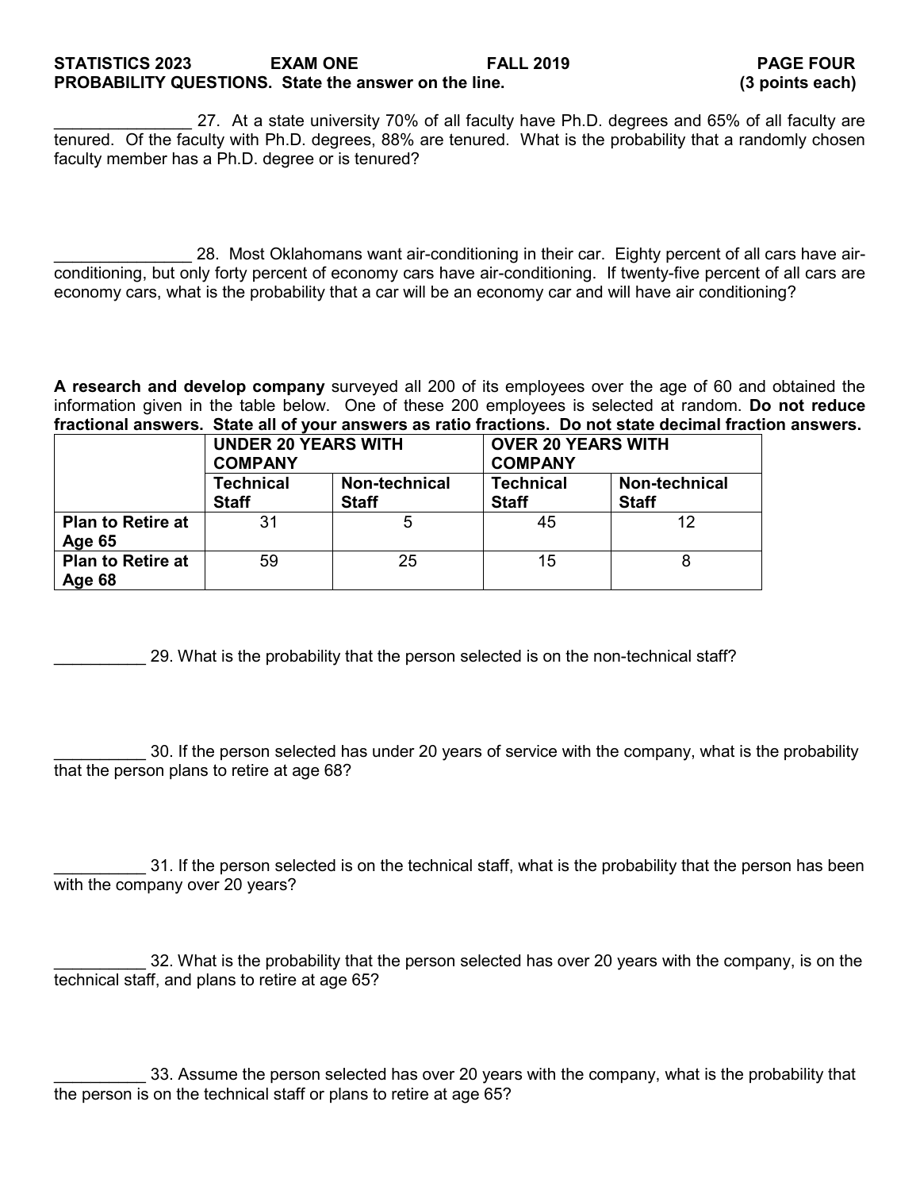**STATISTICS 2023 EXAM ONE FALL 2019 PAGE FOUR**

**PROBABILITY QUESTIONS. State the answer on the line. (3 points each)**

_______________ 27. At a state university 70% of all faculty have Ph.D. degrees and 65% of all faculty are tenured. Of the faculty with Ph.D. degrees, 88% are tenured. What is the probability that a randomly chosen faculty member has a Ph.D. degree or is tenured?

_______________ 28. Most Oklahomans want air-conditioning in their car. Eighty percent of all cars have air-conditioning, but only forty percent of economy cars have air-conditioning. If twenty-five percent of all cars are economy cars, what is the probability that a car will be an economy car and will have air conditioning?

**A research and develop company** surveyed all 200 of its employees over the age of 60 and obtained the information given in the table below. One of these 200 employees is selected at random. **Do not reduce fractional answers. State all of your answers as ratio fractions. Do not state decimal fraction answers.**

| | **UNDER 20 YEARS WITH COMPANY** | | **OVER 20 YEARS WITH COMPANY** | |
|---|---|---|---|---|
| | **Technical Staff** | **Non-technical Staff** | **Technical Staff** | **Non-technical Staff** |
| **Plan to Retire at Age 65** | 31 | 5 | 45 | 12 |
| **Plan to Retire at Age 68** | 59 | 25 | 15 | 8 |

__________ 29. What is the probability that the person selected is on the non-technical staff?

__________ 30. If the person selected has under 20 years of service with the company, what is the probability that the person plans to retire at age 68?

__________ 31. If the person selected is on the technical staff, what is the probability that the person has been with the company over 20 years?

__________ 32. What is the probability that the person selected has over 20 years with the company, is on the technical staff, and plans to retire at age 65?

__________ 33. Assume the person selected has over 20 years with the company, what is the probability that the person is on the technical staff or plans to retire at age 65?